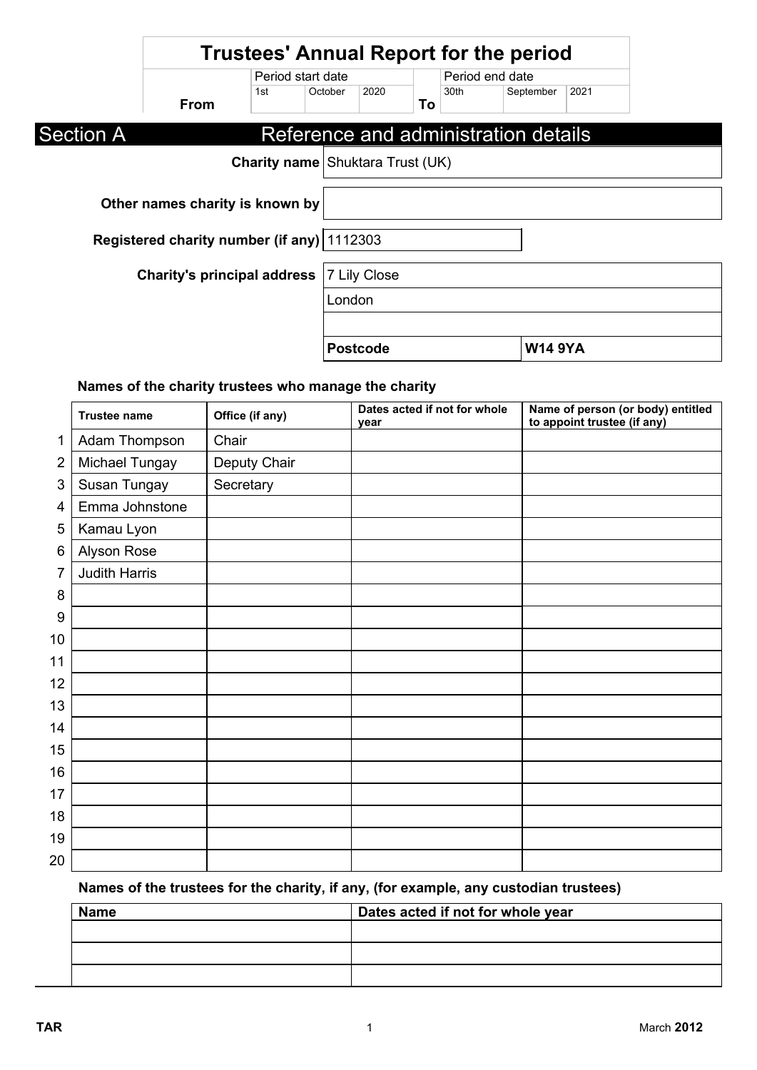# Trustees' Annual Report for the period

| | Period start date | | | | Period end date | | |
|---|---|---|---|---|---|---|---|
| **From** | 1st | October | 2020 | **To** | 30th | September | 2021 |

## Section A Reference and administration details

**Charity name:** Shuktara Trust (UK)

**Other names charity is known by:**

**Registered charity number (if any):** 1112303

**Charity's principal address:**
7 Lily Close
London

**Postcode:** W14 9YA

### Names of the charity trustees who manage the charity

| | Trustee name | Office (if any) | Dates acted if not for whole year | Name of person (or body) entitled to appoint trustee (if any) |
|---|---|---|---|---|
| 1 | Adam Thompson | Chair | | |
| 2 | Michael Tungay | Deputy Chair | | |
| 3 | Susan Tungay | Secretary | | |
| 4 | Emma Johnstone | | | |
| 5 | Kamau Lyon | | | |
| 6 | Alyson Rose | | | |
| 7 | Judith Harris | | | |
| 8 | | | | |
| 9 | | | | |
| 10 | | | | |
| 11 | | | | |
| 12 | | | | |
| 13 | | | | |
| 14 | | | | |
| 15 | | | | |
| 16 | | | | |
| 17 | | | | |
| 18 | | | | |
| 19 | | | | |
| 20 | | | | |

### Names of the trustees for the charity, if any, (for example, any custodian trustees)

| Name | Dates acted if not for whole year |
|---|---|
| | |
| | |
| | |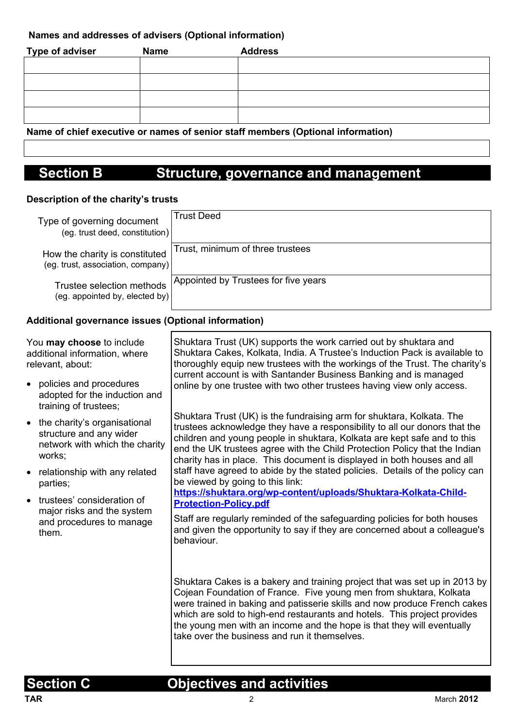**Names and addresses of advisers (Optional information)**

| Type of adviser | Name | Address |
|---|---|---|
| | | |
| | | |
| | | |
| | | |

**Name of chief executive or names of senior staff members (Optional information)**

| |
|---|
| |

## Section B Structure, governance and management

**Description of the charity's trusts**

| | |
|---|---|
| Type of governing document (eg. trust deed, constitution) | Trust Deed |
| How the charity is constituted (eg. trust, association, company) | Trust, minimum of three trustees |
| Trustee selection methods (eg. appointed by, elected by) | Appointed by Trustees for five years |

**Additional governance issues (Optional information)**

You **may choose** to include additional information, where relevant, about:

- policies and procedures adopted for the induction and training of trustees;
- the charity's organisational structure and any wider network with which the charity works;
- relationship with any related parties;
- trustees' consideration of major risks and the system and procedures to manage them.

Shuktara Trust (UK) supports the work carried out by shuktara and Shuktara Cakes, Kolkata, India. A Trustee's Induction Pack is available to thoroughly equip new trustees with the workings of the Trust. The charity's current account is with Santander Business Banking and is managed online by one trustee with two other trustees having view only access.

Shuktara Trust (UK) is the fundraising arm for shuktara, Kolkata. The trustees acknowledge they have a responsibility to all our donors that the children and young people in shuktara, Kolkata are kept safe and to this end the UK trustees agree with the Child Protection Policy that the Indian charity has in place. This document is displayed in both houses and all staff have agreed to abide by the stated policies. Details of the policy can be viewed by going to this link: **https://shuktara.org/wp-content/uploads/Shuktara-Kolkata-Child-Protection-Policy.pdf**

Staff are regularly reminded of the safeguarding policies for both houses and given the opportunity to say if they are concerned about a colleague's behaviour.

Shuktara Cakes is a bakery and training project that was set up in 2013 by Cojean Foundation of France. Five young men from shuktara, Kolkata were trained in baking and patisserie skills and now produce French cakes which are sold to high-end restaurants and hotels. This project provides the young men with an income and the hope is that they will eventually take over the business and run it themselves.

## Section C Objectives and activities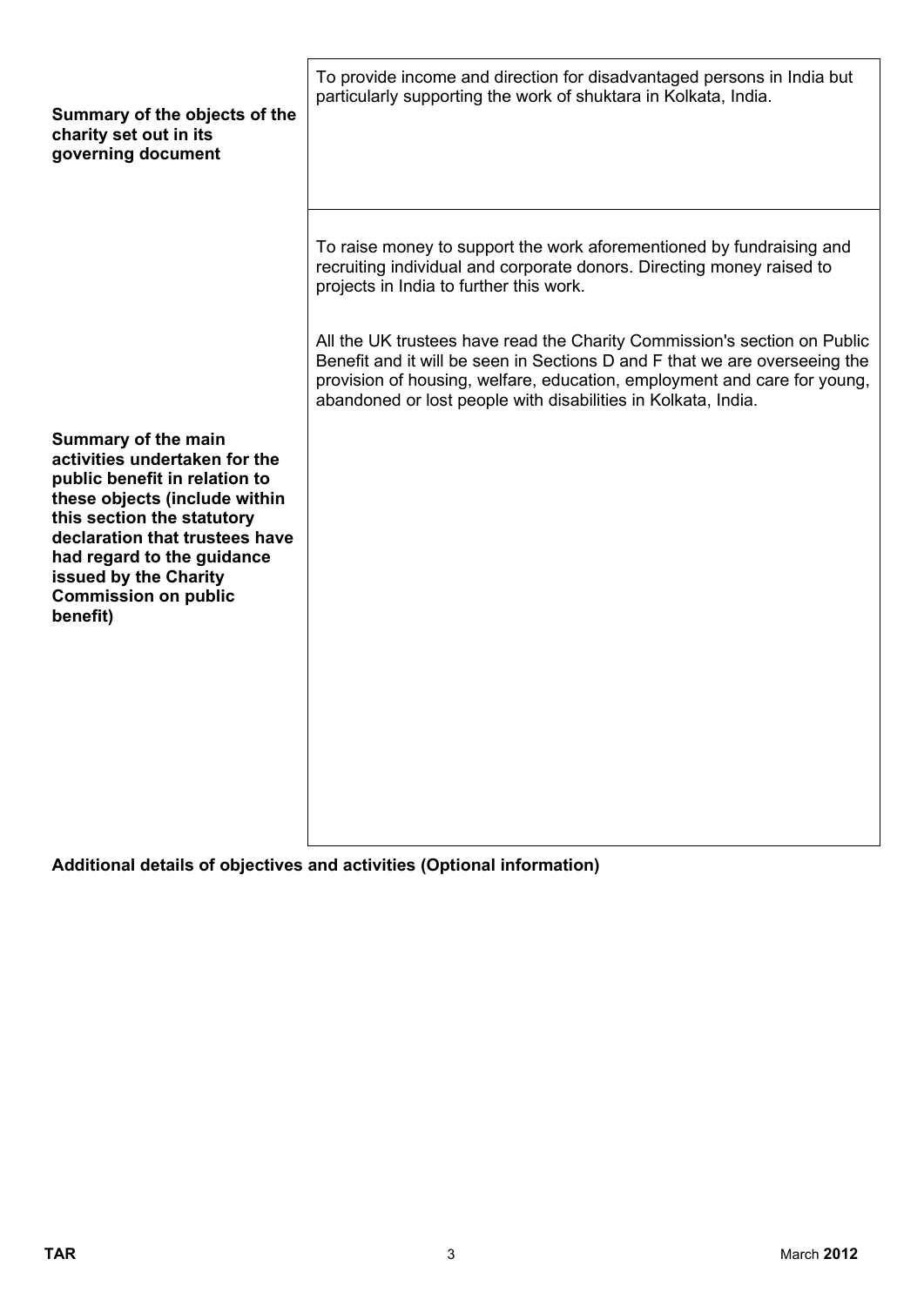| | |
|---|---|
| **Summary of the objects of the charity set out in its governing document** | To provide income and direction for disadvantaged persons in India but particularly supporting the work of shuktara in Kolkata, India. |
| **Summary of the main activities undertaken for the public benefit in relation to these objects (include within this section the statutory declaration that trustees have had regard to the guidance issued by the Charity Commission on public benefit)** | To raise money to support the work aforementioned by fundraising and recruiting individual and corporate donors. Directing money raised to projects in India to further this work.<br><br>All the UK trustees have read the Charity Commission's section on Public Benefit and it will be seen in Sections D and F that we are overseeing the provision of housing, welfare, education, employment and care for young, abandoned or lost people with disabilities in Kolkata, India. |

**Additional details of objectives and activities (Optional information)**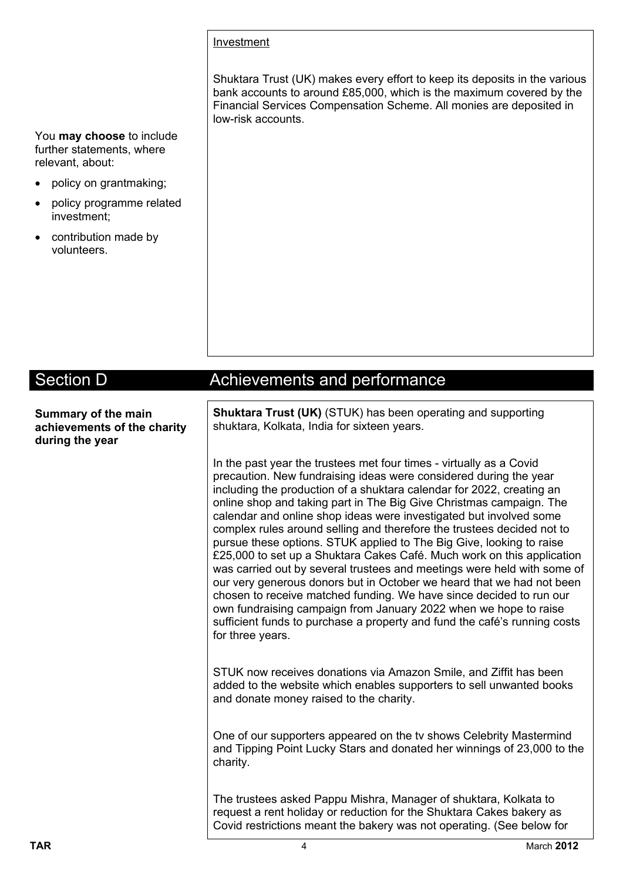Investment

Shuktara Trust (UK) makes every effort to keep its deposits in the various bank accounts to around £85,000, which is the maximum covered by the Financial Services Compensation Scheme. All monies are deposited in low-risk accounts.

You **may choose** to include further statements, where relevant, about:

- policy on grantmaking;
- policy programme related investment;
- contribution made by volunteers.

## Section D Achievements and performance

**Summary of the main achievements of the charity during the year**

**Shuktara Trust (UK)** (STUK) has been operating and supporting shuktara, Kolkata, India for sixteen years.

In the past year the trustees met four times - virtually as a Covid precaution. New fundraising ideas were considered during the year including the production of a shuktara calendar for 2022, creating an online shop and taking part in The Big Give Christmas campaign. The calendar and online shop ideas were investigated but involved some complex rules around selling and therefore the trustees decided not to pursue these options. STUK applied to The Big Give, looking to raise £25,000 to set up a Shuktara Cakes Café. Much work on this application was carried out by several trustees and meetings were held with some of our very generous donors but in October we heard that we had not been chosen to receive matched funding. We have since decided to run our own fundraising campaign from January 2022 when we hope to raise sufficient funds to purchase a property and fund the café's running costs for three years.

STUK now receives donations via Amazon Smile, and Ziffit has been added to the website which enables supporters to sell unwanted books and donate money raised to the charity.

One of our supporters appeared on the tv shows Celebrity Mastermind and Tipping Point Lucky Stars and donated her winnings of 23,000 to the charity.

The trustees asked Pappu Mishra, Manager of shuktara, Kolkata to request a rent holiday or reduction for the Shuktara Cakes bakery as Covid restrictions meant the bakery was not operating. (See below for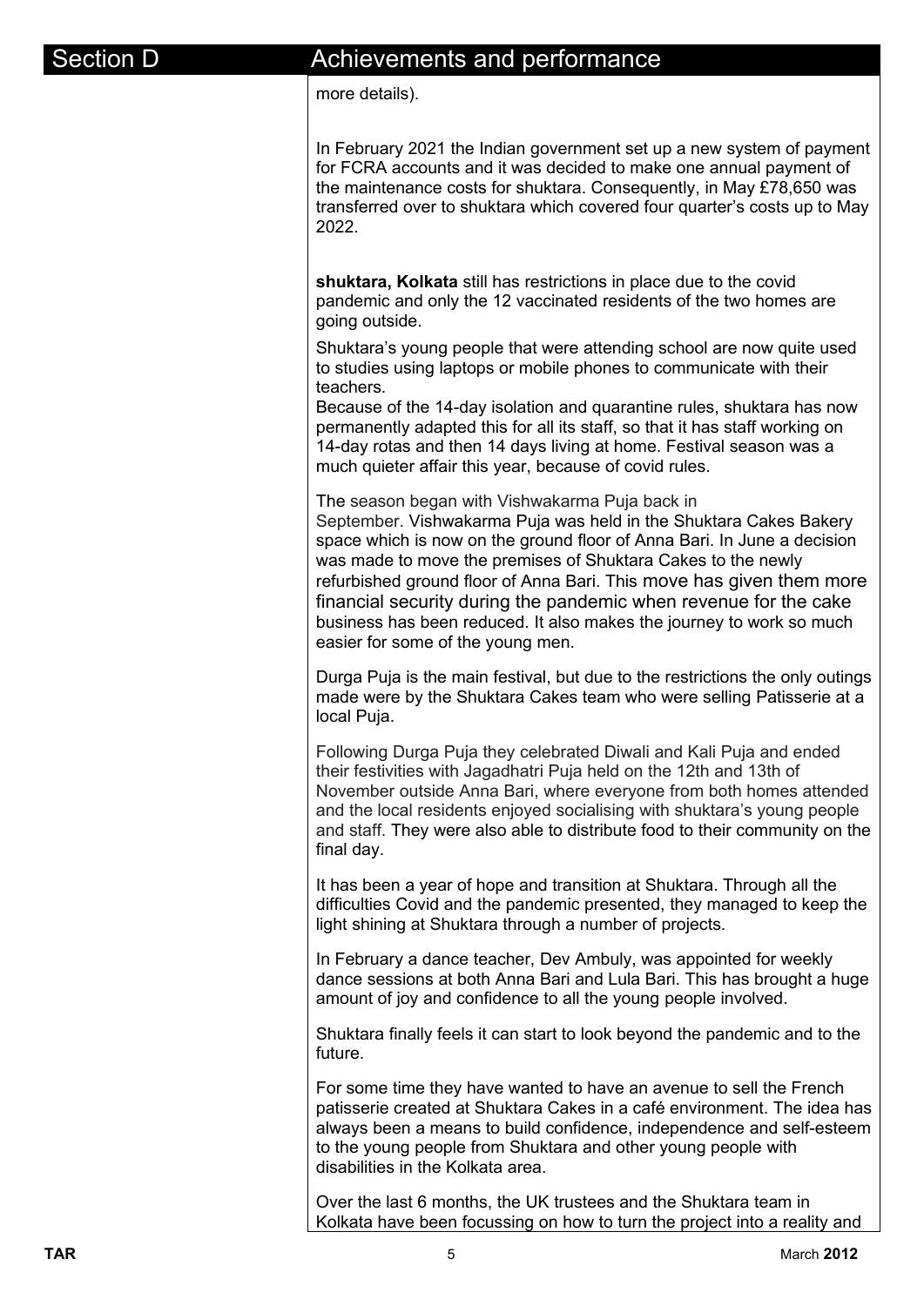## Section D Achievements and performance

more details).

In February 2021 the Indian government set up a new system of payment for FCRA accounts and it was decided to make one annual payment of the maintenance costs for shuktara. Consequently, in May £78,650 was transferred over to shuktara which covered four quarter's costs up to May 2022.

**shuktara, Kolkata** still has restrictions in place due to the covid pandemic and only the 12 vaccinated residents of the two homes are going outside.

Shuktara's young people that were attending school are now quite used to studies using laptops or mobile phones to communicate with their teachers.
Because of the 14-day isolation and quarantine rules, shuktara has now permanently adapted this for all its staff, so that it has staff working on 14-day rotas and then 14 days living at home. Festival season was a much quieter affair this year, because of covid rules.

The season began with Vishwakarma Puja back in September. Vishwakarma Puja was held in the Shuktara Cakes Bakery space which is now on the ground floor of Anna Bari. In June a decision was made to move the premises of Shuktara Cakes to the newly refurbished ground floor of Anna Bari. This move has given them more financial security during the pandemic when revenue for the cake business has been reduced. It also makes the journey to work so much easier for some of the young men.

Durga Puja is the main festival, but due to the restrictions the only outings made were by the Shuktara Cakes team who were selling Patisserie at a local Puja.

Following Durga Puja they celebrated Diwali and Kali Puja and ended their festivities with Jagadhatri Puja held on the 12th and 13th of November outside Anna Bari, where everyone from both homes attended and the local residents enjoyed socialising with shuktara's young people and staff. They were also able to distribute food to their community on the final day.

It has been a year of hope and transition at Shuktara. Through all the difficulties Covid and the pandemic presented, they managed to keep the light shining at Shuktara through a number of projects.

In February a dance teacher, Dev Ambuly, was appointed for weekly dance sessions at both Anna Bari and Lula Bari. This has brought a huge amount of joy and confidence to all the young people involved.

Shuktara finally feels it can start to look beyond the pandemic and to the future.

For some time they have wanted to have an avenue to sell the French patisserie created at Shuktara Cakes in a café environment. The idea has always been a means to build confidence, independence and self-esteem to the young people from Shuktara and other young people with disabilities in the Kolkata area.

Over the last 6 months, the UK trustees and the Shuktara team in Kolkata have been focussing on how to turn the project into a reality and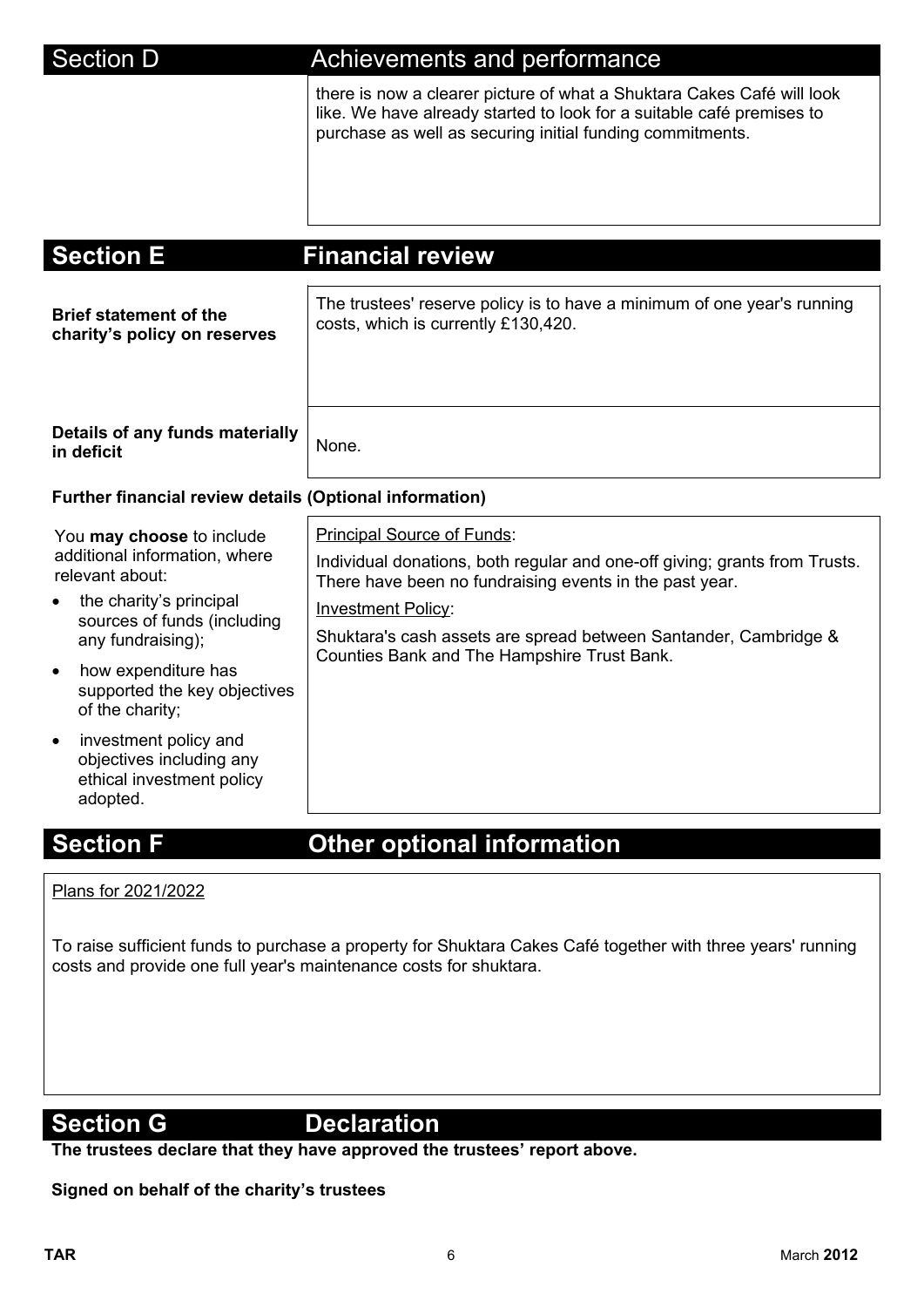## Section D Achievements and performance

there is now a clearer picture of what a Shuktara Cakes Café will look like. We have already started to look for a suitable café premises to purchase as well as securing initial funding commitments.

## Section E Financial review

| | |
|---|---|
| **Brief statement of the charity's policy on reserves** | The trustees' reserve policy is to have a minimum of one year's running costs, which is currently £130,420. |
| **Details of any funds materially in deficit** | None. |

**Further financial review details (Optional information)**

| | |
|---|---|
| You **may choose** to include additional information, where relevant about:<br>• the charity's principal sources of funds (including any fundraising);<br>• how expenditure has supported the key objectives of the charity;<br>• investment policy and objectives including any ethical investment policy adopted. | Principal Source of Funds:<br>Individual donations, both regular and one-off giving; grants from Trusts. There have been no fundraising events in the past year.<br>Investment Policy:<br>Shuktara's cash assets are spread between Santander, Cambridge & Counties Bank and The Hampshire Trust Bank. |

## Section F Other optional information

Plans for 2021/2022

To raise sufficient funds to purchase a property for Shuktara Cakes Café together with three years' running costs and provide one full year's maintenance costs for shuktara.

## Section G Declaration

**The trustees declare that they have approved the trustees' report above.**

**Signed on behalf of the charity's trustees**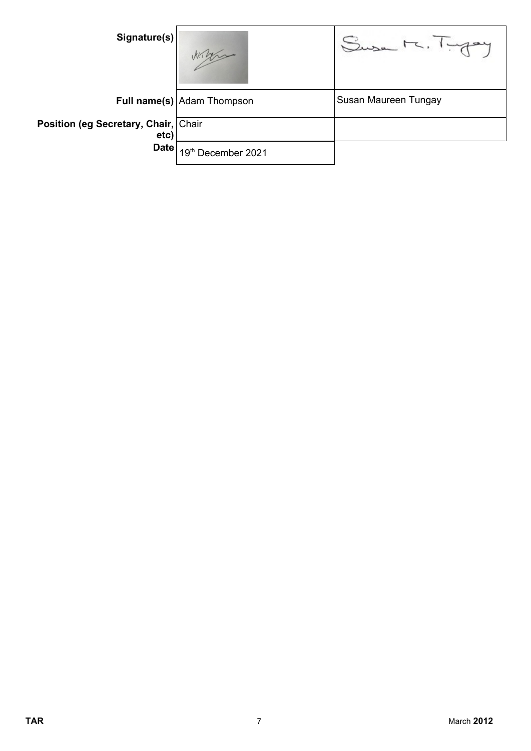| | | |
|---|---|---|
| **Signature(s)** | | |
| **Full name(s)** | Adam Thompson | Susan Maureen Tungay |
| **Position (eg Secretary, Chair, etc)** | Chair | |
| **Date** | 19th December 2021 | |